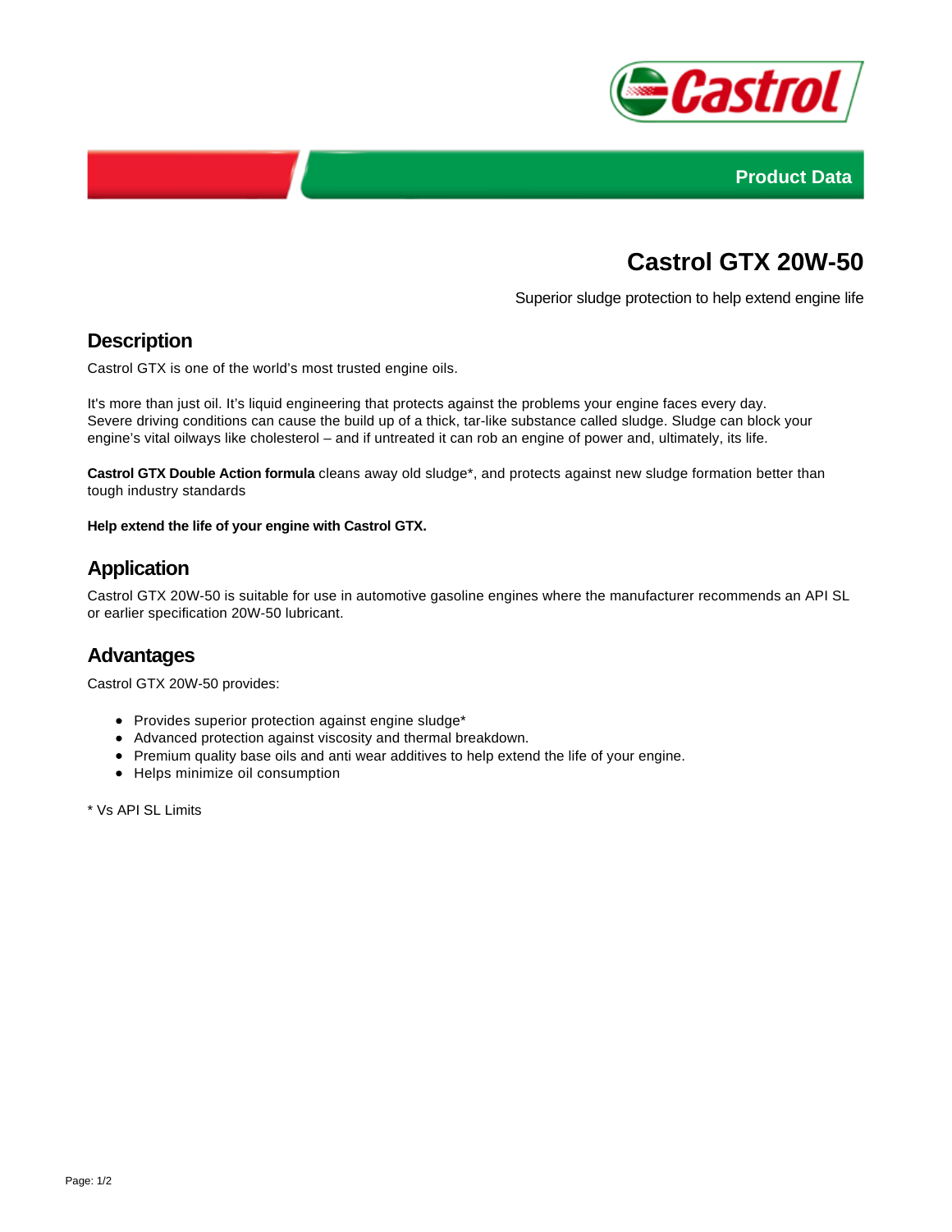Product Data

# Castrol GTX 20W-50

Superior sludge protection to help extend engine life

## Description

Castrol GTX is one of the world's most trusted engine oils.

It's more than just oil. It's liquid engineering that protects against the problems your engine faces every day. Severe driving conditions can cause the build up of a thick, tar-like substance called sludge. Sludge can block your engine's vital oilways like cholesterol – and if untreated it can rob an engine of power and, ultimately, its life.

**Castrol GTX Double Action formula** cleans away old sludge*, and protects against new sludge formation better than tough industry standards

**Help extend the life of your engine with Castrol GTX.**

## Application

Castrol GTX 20W-50 is suitable for use in automotive gasoline engines where the manufacturer recommends an API SL or earlier specification 20W-50 lubricant.

## Advantages

Castrol GTX 20W-50 provides:

- Provides superior protection against engine sludge*
- Advanced protection against viscosity and thermal breakdown.
- Premium quality base oils and anti wear additives to help extend the life of your engine.
- Helps minimize oil consumption

* Vs API SL Limits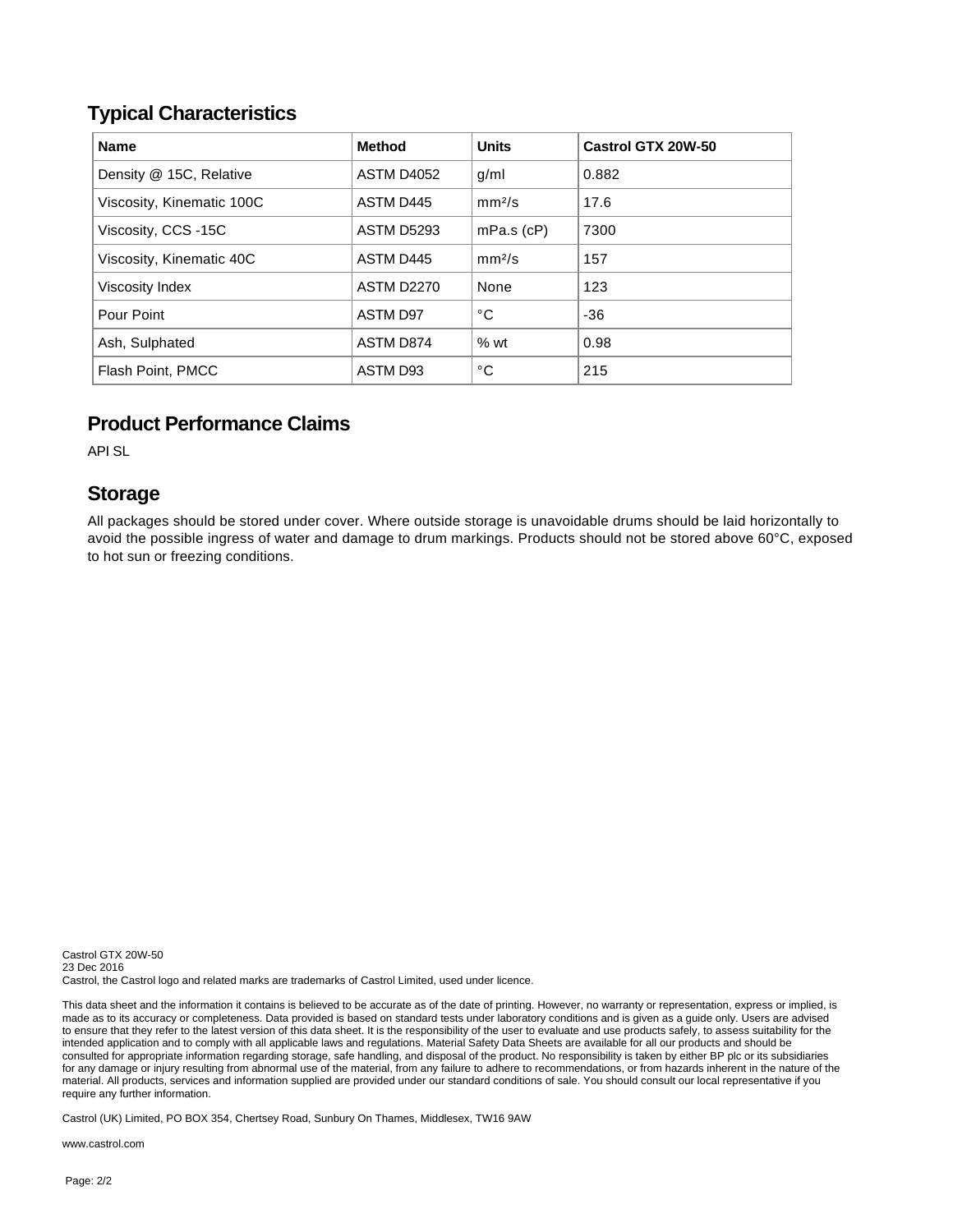## Typical Characteristics

| Name | Method | Units | Castrol GTX 20W-50 |
|---|---|---|---|
| Density @ 15C, Relative | ASTM D4052 | g/ml | 0.882 |
| Viscosity, Kinematic 100C | ASTM D445 | $mm^2/s$ | 17.6 |
| Viscosity, CCS -15C | ASTM D5293 | mPa.s (cP) | 7300 |
| Viscosity, Kinematic 40C | ASTM D445 | $mm^2/s$ | 157 |
| Viscosity Index | ASTM D2270 | None | 123 |
| Pour Point | ASTM D97 | °C | -36 |
| Ash, Sulphated | ASTM D874 | % wt | 0.98 |
| Flash Point, PMCC | ASTM D93 | °C | 215 |

## Product Performance Claims

API SL

## Storage

All packages should be stored under cover. Where outside storage is unavoidable drums should be laid horizontally to avoid the possible ingress of water and damage to drum markings. Products should not be stored above 60°C, exposed to hot sun or freezing conditions.

Castrol GTX 20W-50
23 Dec 2016
Castrol, the Castrol logo and related marks are trademarks of Castrol Limited, used under licence.

This data sheet and the information it contains is believed to be accurate as of the date of printing. However, no warranty or representation, express or implied, is made as to its accuracy or completeness. Data provided is based on standard tests under laboratory conditions and is given as a guide only. Users are advised to ensure that they refer to the latest version of this data sheet. It is the responsibility of the user to evaluate and use products safely, to assess suitability for the intended application and to comply with all applicable laws and regulations. Material Safety Data Sheets are available for all our products and should be consulted for appropriate information regarding storage, safe handling, and disposal of the product. No responsibility is taken by either BP plc or its subsidiaries for any damage or injury resulting from abnormal use of the material, from any failure to adhere to recommendations, or from hazards inherent in the nature of the material. All products, services and information supplied are provided under our standard conditions of sale. You should consult our local representative if you require any further information.

Castrol (UK) Limited, PO BOX 354, Chertsey Road, Sunbury On Thames, Middlesex, TW16 9AW

www.castrol.com